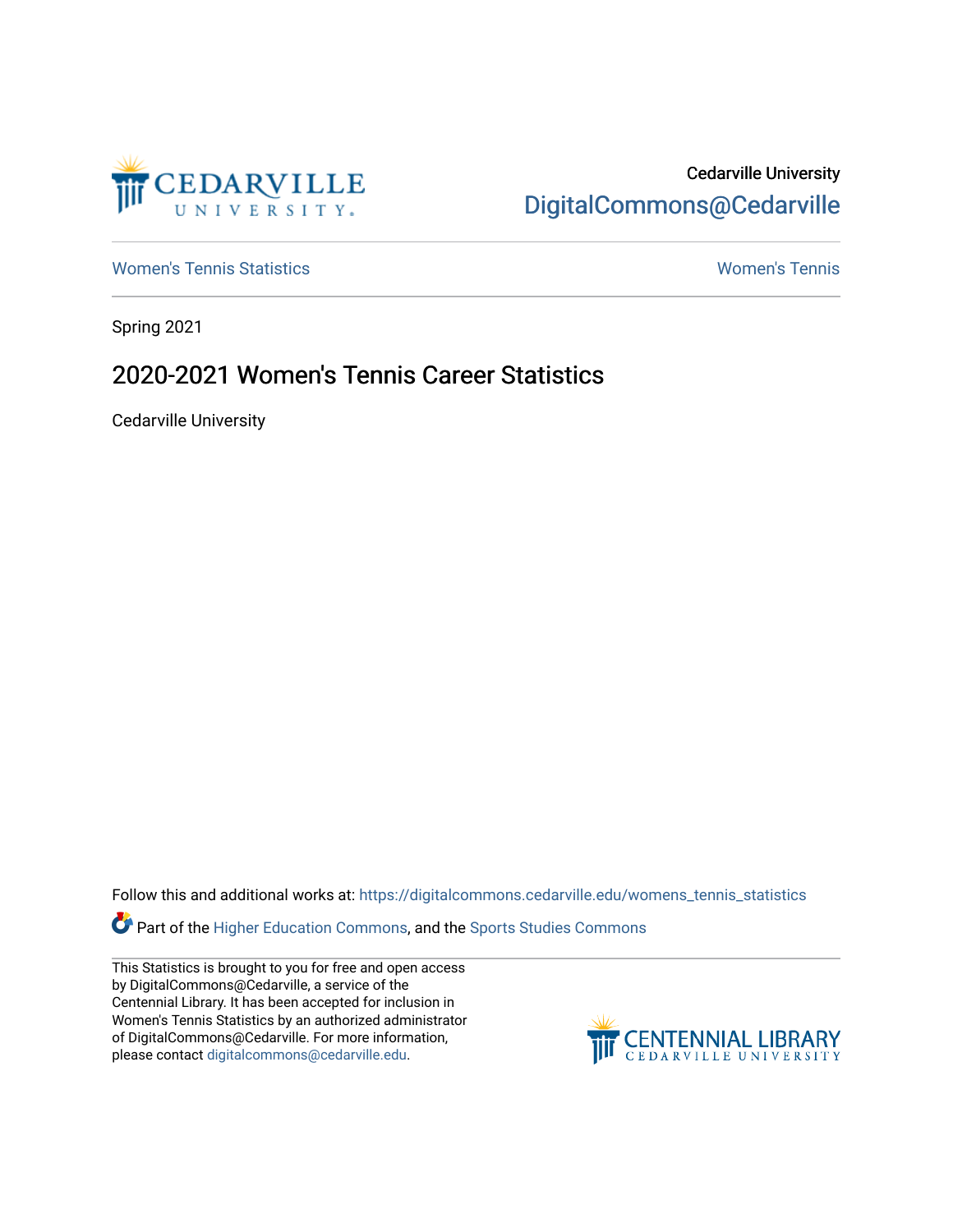Cedarville University

DigitalCommons@Cedarville

Women's Tennis Statistics | Women's Tennis

Spring 2021

# 2020-2021 Women's Tennis Career Statistics

Cedarville University

Follow this and additional works at: https://digitalcommons.cedarville.edu/womens_tennis_statistics

Part of the Higher Education Commons, and the Sports Studies Commons

This Statistics is brought to you for free and open access by DigitalCommons@Cedarville, a service of the Centennial Library. It has been accepted for inclusion in Women's Tennis Statistics by an authorized administrator of DigitalCommons@Cedarville. For more information, please contact digitalcommons@cedarville.edu.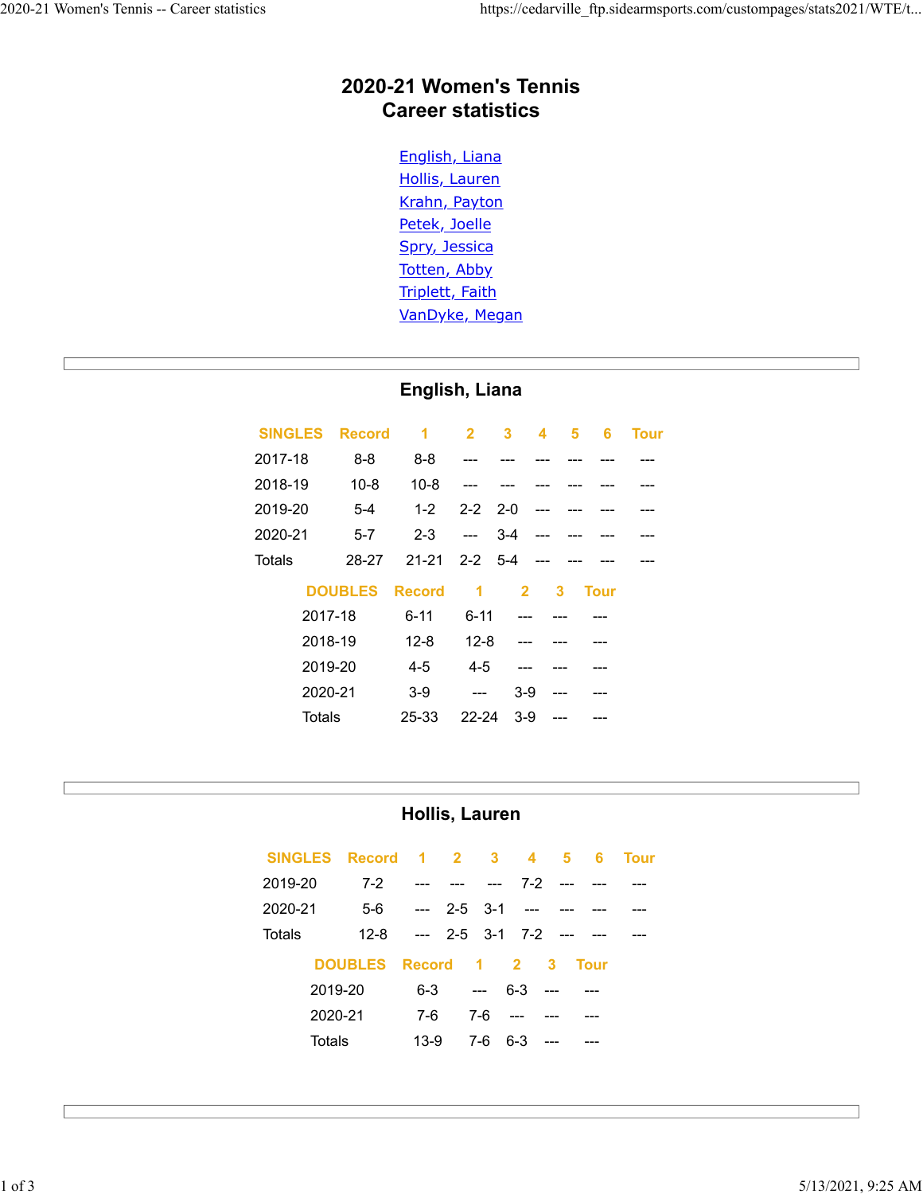# 2020-21 Women's Tennis
# Career statistics

- English, Liana
- Hollis, Lauren
- Krahn, Payton
- Petek, Joelle
- Spry, Jessica
- Totten, Abby
- Triplett, Faith
- VanDyke, Megan

---

## English, Liana

| SINGLES | Record | 1 | 2 | 3 | 4 | 5 | 6 | Tour |
|---|---|---|---|---|---|---|---|---|
| 2017-18 | 8-8 | 8-8 | --- | --- | --- | --- | --- | --- |
| 2018-19 | 10-8 | 10-8 | --- | --- | --- | --- | --- | --- |
| 2019-20 | 5-4 | 1-2 | 2-2 | 2-0 | --- | --- | --- | --- |
| 2020-21 | 5-7 | 2-3 | --- | 3-4 | --- | --- | --- | --- |
| Totals | 28-27 | 21-21 | 2-2 | 5-4 | --- | --- | --- | --- |

| DOUBLES | Record | 1 | 2 | 3 | Tour |
|---|---|---|---|---|---|
| 2017-18 | 6-11 | 6-11 | --- | --- | --- |
| 2018-19 | 12-8 | 12-8 | --- | --- | --- |
| 2019-20 | 4-5 | 4-5 | --- | --- | --- |
| 2020-21 | 3-9 | --- | 3-9 | --- | --- |
| Totals | 25-33 | 22-24 | 3-9 | --- | --- |

---

## Hollis, Lauren

| SINGLES | Record | 1 | 2 | 3 | 4 | 5 | 6 | Tour |
|---|---|---|---|---|---|---|---|---|
| 2019-20 | 7-2 | --- | --- | --- | 7-2 | --- | --- | --- |
| 2020-21 | 5-6 | --- | 2-5 | 3-1 | --- | --- | --- | --- |
| Totals | 12-8 | --- | 2-5 | 3-1 | 7-2 | --- | --- | --- |

| DOUBLES | Record | 1 | 2 | 3 | Tour |
|---|---|---|---|---|---|
| 2019-20 | 6-3 | --- | 6-3 | --- | --- |
| 2020-21 | 7-6 | 7-6 | --- | --- | --- |
| Totals | 13-9 | 7-6 | 6-3 | --- | --- |

---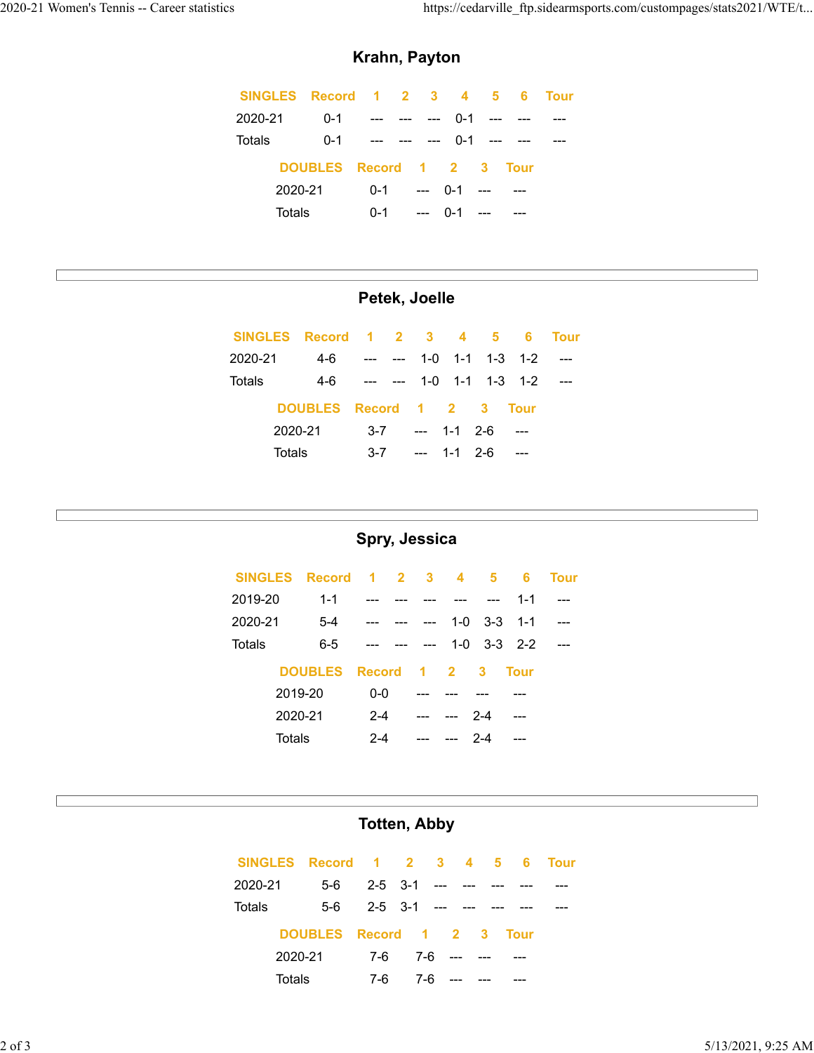## Krahn, Payton

| SINGLES | Record | 1 | 2 | 3 | 4 | 5 | 6 | Tour |
|---|---|---|---|---|---|---|---|---|
| 2020-21 | 0-1 | --- | --- | --- | 0-1 | --- | --- | --- |
| Totals | 0-1 | --- | --- | --- | 0-1 | --- | --- | --- |

| DOUBLES | Record | 1 | 2 | 3 | Tour |
|---|---|---|---|---|---|
| 2020-21 | 0-1 | --- | 0-1 | --- | --- |
| Totals | 0-1 | --- | 0-1 | --- | --- |

## Petek, Joelle

| SINGLES | Record | 1 | 2 | 3 | 4 | 5 | 6 | Tour |
|---|---|---|---|---|---|---|---|---|
| 2020-21 | 4-6 | --- | --- | 1-0 | 1-1 | 1-3 | 1-2 | --- |
| Totals | 4-6 | --- | --- | 1-0 | 1-1 | 1-3 | 1-2 | --- |

| DOUBLES | Record | 1 | 2 | 3 | Tour |
|---|---|---|---|---|---|
| 2020-21 | 3-7 | --- | 1-1 | 2-6 | --- |
| Totals | 3-7 | --- | 1-1 | 2-6 | --- |

## Spry, Jessica

| SINGLES | Record | 1 | 2 | 3 | 4 | 5 | 6 | Tour |
|---|---|---|---|---|---|---|---|---|
| 2019-20 | 1-1 | --- | --- | --- | --- | --- | 1-1 | --- |
| 2020-21 | 5-4 | --- | --- | --- | 1-0 | 3-3 | 1-1 | --- |
| Totals | 6-5 | --- | --- | --- | 1-0 | 3-3 | 2-2 | --- |

| DOUBLES | Record | 1 | 2 | 3 | Tour |
|---|---|---|---|---|---|
| 2019-20 | 0-0 | --- | --- | --- | --- |
| 2020-21 | 2-4 | --- | --- | 2-4 | --- |
| Totals | 2-4 | --- | --- | 2-4 | --- |

## Totten, Abby

| SINGLES | Record | 1 | 2 | 3 | 4 | 5 | 6 | Tour |
|---|---|---|---|---|---|---|---|---|
| 2020-21 | 5-6 | 2-5 | 3-1 | --- | --- | --- | --- | --- |
| Totals | 5-6 | 2-5 | 3-1 | --- | --- | --- | --- | --- |

| DOUBLES | Record | 1 | 2 | 3 | Tour |
|---|---|---|---|---|---|
| 2020-21 | 7-6 | 7-6 | --- | --- | --- |
| Totals | 7-6 | 7-6 | --- | --- | --- |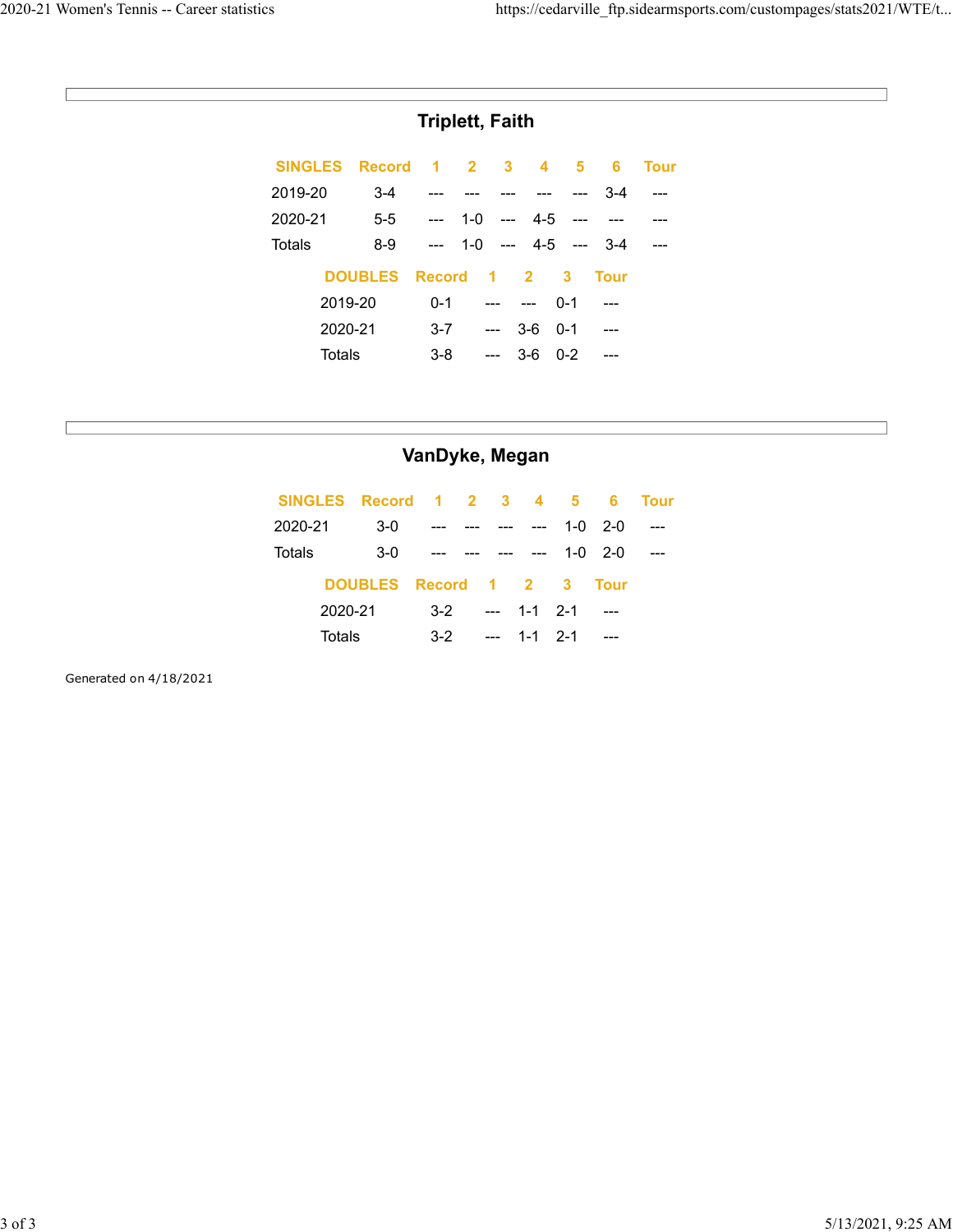## Triplett, Faith

| SINGLES | Record | 1 | 2 | 3 | 4 | 5 | 6 | Tour |
|---|---|---|---|---|---|---|---|---|
| 2019-20 | 3-4 | --- | --- | --- | --- | --- | 3-4 | --- |
| 2020-21 | 5-5 | --- | 1-0 | --- | 4-5 | --- | --- | --- |
| Totals | 8-9 | --- | 1-0 | --- | 4-5 | --- | 3-4 | --- |

| DOUBLES | Record | 1 | 2 | 3 | Tour |
|---|---|---|---|---|---|
| 2019-20 | 0-1 | --- | --- | 0-1 | --- |
| 2020-21 | 3-7 | --- | 3-6 | 0-1 | --- |
| Totals | 3-8 | --- | 3-6 | 0-2 | --- |

## VanDyke, Megan

| SINGLES | Record | 1 | 2 | 3 | 4 | 5 | 6 | Tour |
|---|---|---|---|---|---|---|---|---|
| 2020-21 | 3-0 | --- | --- | --- | --- | 1-0 | 2-0 | --- |
| Totals | 3-0 | --- | --- | --- | --- | 1-0 | 2-0 | --- |

| DOUBLES | Record | 1 | 2 | 3 | Tour |
|---|---|---|---|---|---|
| 2020-21 | 3-2 | --- | 1-1 | 2-1 | --- |
| Totals | 3-2 | --- | 1-1 | 2-1 | --- |

Generated on 4/18/2021